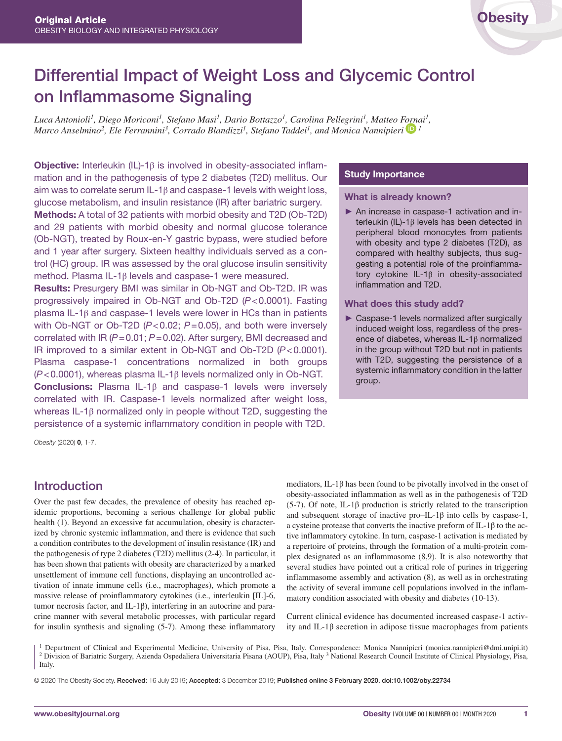Original Article
OBESITY BIOLOGY AND INTEGRATED PHYSIOLOGY

# Differential Impact of Weight Loss and Glycemic Control on Inflammasome Signaling

*Luca Antonioli[1], Diego Moriconi[1], Stefano Masi[1], Dario Bottazzo[1], Carolina Pellegrini[1], Matteo Fornai[1], Marco Anselmino[2], Ele Ferrannini[3], Corrado Blandizzi[1], Stefano Taddei[1], and Monica Nannipieri[1]*

**Objective:** Interleukin (IL)-1β is involved in obesity-associated inflammation and in the pathogenesis of type 2 diabetes (T2D) mellitus. Our aim was to correlate serum IL-1β and caspase-1 levels with weight loss, glucose metabolism, and insulin resistance (IR) after bariatric surgery.

**Methods:** A total of 32 patients with morbid obesity and T2D (Ob-T2D) and 29 patients with morbid obesity and normal glucose tolerance (Ob-NGT), treated by Roux-en-Y gastric bypass, were studied before and 1 year after surgery. Sixteen healthy individuals served as a control (HC) group. IR was assessed by the oral glucose insulin sensitivity method. Plasma IL-1β levels and caspase-1 were measured.

**Results:** Presurgery BMI was similar in Ob-NGT and Ob-T2D. IR was progressively impaired in Ob-NGT and Ob-T2D ($P<0.0001$). Fasting plasma IL-1β and caspase-1 levels were lower in HCs than in patients with Ob-NGT or Ob-T2D ($P<0.02$; $P=0.05$), and both were inversely correlated with IR ($P=0.01$; $P=0.02$). After surgery, BMI decreased and IR improved to a similar extent in Ob-NGT and Ob-T2D ($P<0.0001$). Plasma caspase-1 concentrations normalized in both groups ($P<0.0001$), whereas plasma IL-1β levels normalized only in Ob-NGT.

**Conclusions:** Plasma IL-1β and caspase-1 levels were inversely correlated with IR. Caspase-1 levels normalized after weight loss, whereas IL-1β normalized only in people without T2D, suggesting the persistence of a systemic inflammatory condition in people with T2D.

*Obesity* (2020) **0**, 1-7.

## Study Importance

### What is already known?

- An increase in caspase-1 activation and interleukin (IL)-1β levels has been detected in peripheral blood monocytes from patients with obesity and type 2 diabetes (T2D), as compared with healthy subjects, thus suggesting a potential role of the proinflammatory cytokine IL-1β in obesity-associated inflammation and T2D.

### What does this study add?

- Caspase-1 levels normalized after surgically induced weight loss, regardless of the presence of diabetes, whereas IL-1β normalized in the group without T2D but not in patients with T2D, suggesting the persistence of a systemic inflammatory condition in the latter group.

## Introduction

Over the past few decades, the prevalence of obesity has reached epidemic proportions, becoming a serious challenge for global public health (1). Beyond an excessive fat accumulation, obesity is characterized by chronic systemic inflammation, and there is evidence that such a condition contributes to the development of insulin resistance (IR) and the pathogenesis of type 2 diabetes (T2D) mellitus (2-4). In particular, it has been shown that patients with obesity are characterized by a marked unsettlement of immune cell functions, displaying an uncontrolled activation of innate immune cells (i.e., macrophages), which promote a massive release of proinflammatory cytokines (i.e., interleukin [IL]-6, tumor necrosis factor, and IL-1β), interfering in an autocrine and paracrine manner with several metabolic processes, with particular regard for insulin synthesis and signaling (5-7). Among these inflammatory mediators, IL-1β has been found to be pivotally involved in the onset of obesity-associated inflammation as well as in the pathogenesis of T2D (5-7). Of note, IL-1β production is strictly related to the transcription and subsequent storage of inactive pro–IL-1β into cells by caspase-1, a cysteine protease that converts the inactive preform of IL-1β to the active inflammatory cytokine. In turn, caspase-1 activation is mediated by a repertoire of proteins, through the formation of a multi-protein complex designated as an inflammasome (8,9). It is also noteworthy that several studies have pointed out a critical role of purines in triggering inflammasome assembly and activation (8), as well as in orchestrating the activity of several immune cell populations involved in the inflammatory condition associated with obesity and diabetes (10-13).

Current clinical evidence has documented increased caspase-1 activity and IL-1β secretion in adipose tissue macrophages from patients

[1] Department of Clinical and Experimental Medicine, University of Pisa, Pisa, Italy. Correspondence: Monica Nannipieri (monica.nannipieri@dmi.unipi.it) [2] Division of Bariatric Surgery, Azienda Ospedaliera Universitaria Pisana (AOUP), Pisa, Italy [3] National Research Council Institute of Clinical Physiology, Pisa, Italy.

© 2020 The Obesity Society. **Received:** 16 July 2019; **Accepted:** 3 December 2019; **Published online 3 February 2020. doi:10.1002/oby.22734**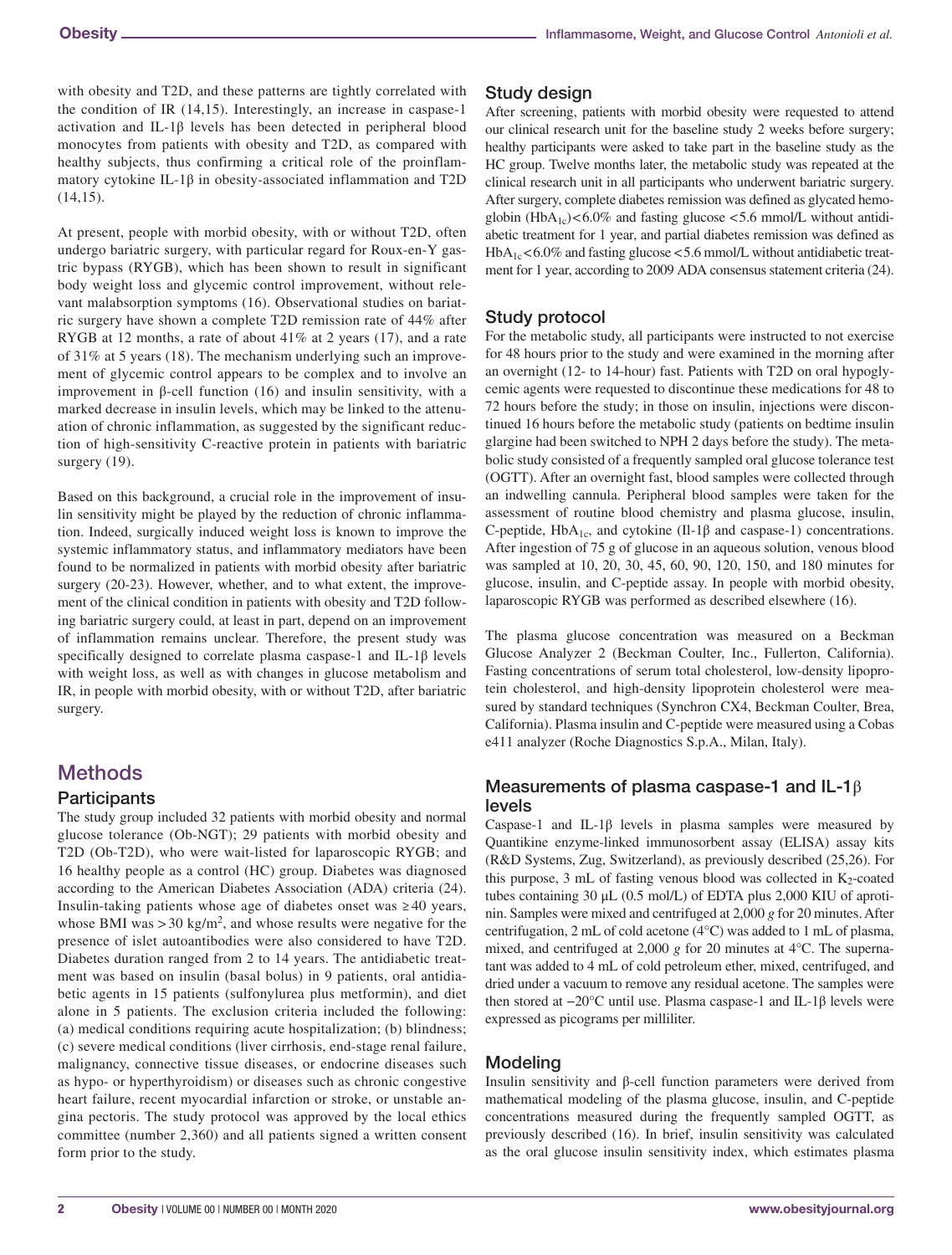with obesity and T2D, and these patterns are tightly correlated with the condition of IR (14,15). Interestingly, an increase in caspase-1 activation and IL-1β levels has been detected in peripheral blood monocytes from patients with obesity and T2D, as compared with healthy subjects, thus confirming a critical role of the proinflammatory cytokine IL-1β in obesity-associated inflammation and T2D (14,15).

At present, people with morbid obesity, with or without T2D, often undergo bariatric surgery, with particular regard for Roux-en-Y gastric bypass (RYGB), which has been shown to result in significant body weight loss and glycemic control improvement, without relevant malabsorption symptoms (16). Observational studies on bariatric surgery have shown a complete T2D remission rate of 44% after RYGB at 12 months, a rate of about 41% at 2 years (17), and a rate of 31% at 5 years (18). The mechanism underlying such an improvement of glycemic control appears to be complex and to involve an improvement in β-cell function (16) and insulin sensitivity, with a marked decrease in insulin levels, which may be linked to the attenuation of chronic inflammation, as suggested by the significant reduction of high-sensitivity C-reactive protein in patients with bariatric surgery (19).

Based on this background, a crucial role in the improvement of insulin sensitivity might be played by the reduction of chronic inflammation. Indeed, surgically induced weight loss is known to improve the systemic inflammatory status, and inflammatory mediators have been found to be normalized in patients with morbid obesity after bariatric surgery (20-23). However, whether, and to what extent, the improvement of the clinical condition in patients with obesity and T2D following bariatric surgery could, at least in part, depend on an improvement of inflammation remains unclear. Therefore, the present study was specifically designed to correlate plasma caspase-1 and IL-1β levels with weight loss, as well as with changes in glucose metabolism and IR, in people with morbid obesity, with or without T2D, after bariatric surgery.

# Methods

## Participants

The study group included 32 patients with morbid obesity and normal glucose tolerance (Ob-NGT); 29 patients with morbid obesity and T2D (Ob-T2D), who were wait-listed for laparoscopic RYGB; and 16 healthy people as a control (HC) group. Diabetes was diagnosed according to the American Diabetes Association (ADA) criteria (24). Insulin-taking patients whose age of diabetes onset was ≥40 years, whose BMI was >30 kg/m$^2$, and whose results were negative for the presence of islet autoantibodies were also considered to have T2D. Diabetes duration ranged from 2 to 14 years. The antidiabetic treatment was based on insulin (basal bolus) in 9 patients, oral antidiabetic agents in 15 patients (sulfonylurea plus metformin), and diet alone in 5 patients. The exclusion criteria included the following: (a) medical conditions requiring acute hospitalization; (b) blindness; (c) severe medical conditions (liver cirrhosis, end-stage renal failure, malignancy, connective tissue diseases, or endocrine diseases such as hypo- or hyperthyroidism) or diseases such as chronic congestive heart failure, recent myocardial infarction or stroke, or unstable angina pectoris. The study protocol was approved by the local ethics committee (number 2,360) and all patients signed a written consent form prior to the study.

## Study design

After screening, patients with morbid obesity were requested to attend our clinical research unit for the baseline study 2 weeks before surgery; healthy participants were asked to take part in the baseline study as the HC group. Twelve months later, the metabolic study was repeated at the clinical research unit in all participants who underwent bariatric surgery. After surgery, complete diabetes remission was defined as glycated hemoglobin ($HbA_{1c}$)<6.0% and fasting glucose <5.6 mmol/L without antidiabetic treatment for 1 year, and partial diabetes remission was defined as $HbA_{1c}$<6.0% and fasting glucose <5.6 mmol/L without antidiabetic treatment for 1 year, according to 2009 ADA consensus statement criteria (24).

## Study protocol

For the metabolic study, all participants were instructed to not exercise for 48 hours prior to the study and were examined in the morning after an overnight (12- to 14-hour) fast. Patients with T2D on oral hypoglycemic agents were requested to discontinue these medications for 48 to 72 hours before the study; in those on insulin, injections were discontinued 16 hours before the metabolic study (patients on bedtime insulin glargine had been switched to NPH 2 days before the study). The metabolic study consisted of a frequently sampled oral glucose tolerance test (OGTT). After an overnight fast, blood samples were collected through an indwelling cannula. Peripheral blood samples were taken for the assessment of routine blood chemistry and plasma glucose, insulin, C-peptide, $HbA_{1c}$, and cytokine (Il-1β and caspase-1) concentrations. After ingestion of 75 g of glucose in an aqueous solution, venous blood was sampled at 10, 20, 30, 45, 60, 90, 120, 150, and 180 minutes for glucose, insulin, and C-peptide assay. In people with morbid obesity, laparoscopic RYGB was performed as described elsewhere (16).

The plasma glucose concentration was measured on a Beckman Glucose Analyzer 2 (Beckman Coulter, Inc., Fullerton, California). Fasting concentrations of serum total cholesterol, low-density lipoprotein cholesterol, and high-density lipoprotein cholesterol were measured by standard techniques (Synchron CX4, Beckman Coulter, Brea, California). Plasma insulin and C-peptide were measured using a Cobas e411 analyzer (Roche Diagnostics S.p.A., Milan, Italy).

## Measurements of plasma caspase-1 and IL-1β levels

Caspase-1 and IL-1β levels in plasma samples were measured by Quantikine enzyme-linked immunosorbent assay (ELISA) assay kits (R&D Systems, Zug, Switzerland), as previously described (25,26). For this purpose, 3 mL of fasting venous blood was collected in $K_2$-coated tubes containing 30 μL (0.5 mol/L) of EDTA plus 2,000 KIU of aprotinin. Samples were mixed and centrifuged at 2,000 *g* for 20 minutes. After centrifugation, 2 mL of cold acetone (4°C) was added to 1 mL of plasma, mixed, and centrifuged at 2,000 *g* for 20 minutes at 4°C. The supernatant was added to 4 mL of cold petroleum ether, mixed, centrifuged, and dried under a vacuum to remove any residual acetone. The samples were then stored at −20°C until use. Plasma caspase-1 and IL-1β levels were expressed as picograms per milliliter.

## Modeling

Insulin sensitivity and β-cell function parameters were derived from mathematical modeling of the plasma glucose, insulin, and C-peptide concentrations measured during the frequently sampled OGTT, as previously described (16). In brief, insulin sensitivity was calculated as the oral glucose insulin sensitivity index, which estimates plasma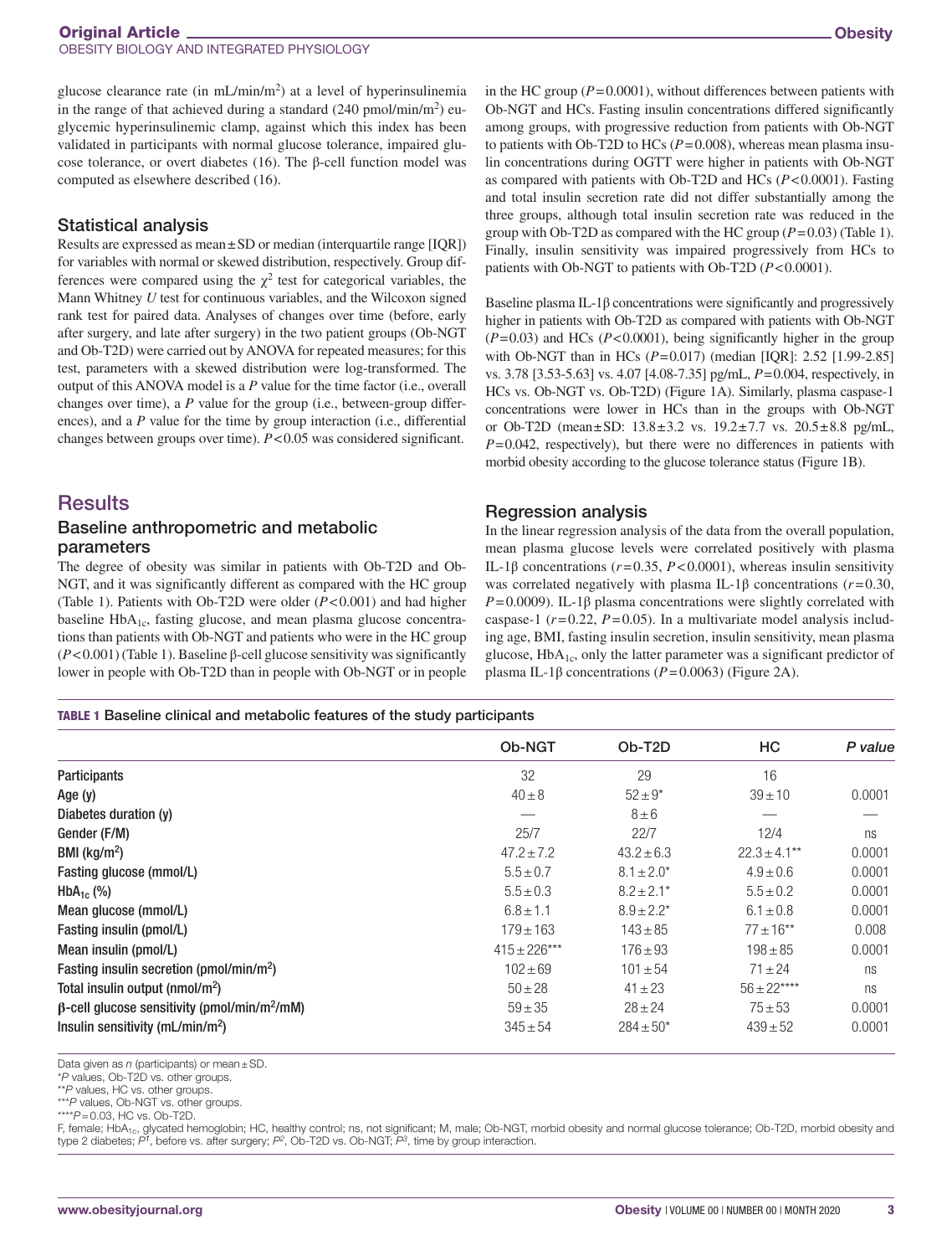glucose clearance rate (in mL/min/m$^2$) at a level of hyperinsulinemia in the range of that achieved during a standard (240 pmol/min/m$^2$) euglycemic hyperinsulinemic clamp, against which this index has been validated in participants with normal glucose tolerance, impaired glucose tolerance, or overt diabetes (16). The β-cell function model was computed as elsewhere described (16).

### Statistical analysis

Results are expressed as mean ± SD or median (interquartile range [IQR]) for variables with normal or skewed distribution, respectively. Group differences were compared using the $\chi^2$ test for categorical variables, the Mann Whitney *U* test for continuous variables, and the Wilcoxon signed rank test for paired data. Analyses of changes over time (before, early after surgery, and late after surgery) in the two patient groups (Ob-NGT and Ob-T2D) were carried out by ANOVA for repeated measures; for this test, parameters with a skewed distribution were log-transformed. The output of this ANOVA model is a *P* value for the time factor (i.e., overall changes over time), a *P* value for the group (i.e., between-group differences), and a *P* value for the time by group interaction (i.e., differential changes between groups over time). $P<0.05$ was considered significant.

## Results

### Baseline anthropometric and metabolic parameters

The degree of obesity was similar in patients with Ob-T2D and Ob-NGT, and it was significantly different as compared with the HC group (Table 1). Patients with Ob-T2D were older ($P<0.001$) and had higher baseline $HbA_{1c}$, fasting glucose, and mean plasma glucose concentrations than patients with Ob-NGT and patients who were in the HC group ($P<0.001$) (Table 1). Baseline β-cell glucose sensitivity was significantly lower in people with Ob-T2D than in people with Ob-NGT or in people in the HC group ($P=0.0001$), without differences between patients with Ob-NGT and HCs. Fasting insulin concentrations differed significantly among groups, with progressive reduction from patients with Ob-NGT to patients with Ob-T2D to HCs ($P=0.008$), whereas mean plasma insulin concentrations during OGTT were higher in patients with Ob-NGT as compared with patients with Ob-T2D and HCs ($P<0.0001$). Fasting and total insulin secretion rate did not differ substantially among the three groups, although total insulin secretion rate was reduced in the group with Ob-T2D as compared with the HC group ($P=0.03$) (Table 1). Finally, insulin sensitivity was impaired progressively from HCs to patients with Ob-NGT to patients with Ob-T2D ($P<0.0001$).

Baseline plasma IL-1β concentrations were significantly and progressively higher in patients with Ob-T2D as compared with patients with Ob-NGT ($P=0.03$) and HCs ($P<0.0001$), being significantly higher in the group with Ob-NGT than in HCs ($P=0.017$) (median [IQR]: 2.52 [1.99-2.85] vs. 3.78 [3.53-5.63] vs. 4.07 [4.08-7.35] pg/mL, $P=0.004$, respectively, in HCs vs. Ob-NGT vs. Ob-T2D) (Figure 1A). Similarly, plasma caspase-1 concentrations were lower in HCs than in the groups with Ob-NGT or Ob-T2D (mean ± SD: 13.8 ± 3.2 vs. 19.2 ± 7.7 vs. 20.5 ± 8.8 pg/mL, $P=0.042$, respectively), but there were no differences in patients with morbid obesity according to the glucose tolerance status (Figure 1B).

### Regression analysis

In the linear regression analysis of the data from the overall population, mean plasma glucose levels were correlated positively with plasma IL-1β concentrations ($r=0.35$, $P<0.0001$), whereas insulin sensitivity was correlated negatively with plasma IL-1β concentrations ($r=0.30$, $P=0.0009$). IL-1β plasma concentrations were slightly correlated with caspase-1 ($r=0.22$, $P=0.05$). In a multivariate model analysis including age, BMI, fasting insulin secretion, insulin sensitivity, mean plasma glucose, $HbA_{1c}$, only the latter parameter was a significant predictor of plasma IL-1β concentrations ($P=0.0063$) (Figure 2A).

**TABLE 1** Baseline clinical and metabolic features of the study participants

| | Ob-NGT | Ob-T2D | HC | *P value* |
|---|---|---|---|---|
| Participants | 32 | 29 | 16 | |
| Age (y) | 40 ± 8 | 52 ± 9* | 39 ± 10 | 0.0001 |
| Diabetes duration (y) | — | 8 ± 6 | — | — |
| Gender (F/M) | 25/7 | 22/7 | 12/4 | ns |
| BMI (kg/m$^2$) | 47.2 ± 7.2 | 43.2 ± 6.3 | 22.3 ± 4.1** | 0.0001 |
| Fasting glucose (mmol/L) | 5.5 ± 0.7 | 8.1 ± 2.0* | 4.9 ± 0.6 | 0.0001 |
| $HbA_{1c}$ (%) | 5.5 ± 0.3 | 8.2 ± 2.1* | 5.5 ± 0.2 | 0.0001 |
| Mean glucose (mmol/L) | 6.8 ± 1.1 | 8.9 ± 2.2* | 6.1 ± 0.8 | 0.0001 |
| Fasting insulin (pmol/L) | 179 ± 163 | 143 ± 85 | 77 ± 16** | 0.008 |
| Mean insulin (pmol/L) | 415 ± 226*** | 176 ± 93 | 198 ± 85 | 0.0001 |
| Fasting insulin secretion (pmol/min/m$^2$) | 102 ± 69 | 101 ± 54 | 71 ± 24 | ns |
| Total insulin output (nmol/m$^2$) | 50 ± 28 | 41 ± 23 | 56 ± 22**** | ns |
| β-cell glucose sensitivity (pmol/min/m$^2$/mM) | 59 ± 35 | 28 ± 24 | 75 ± 53 | 0.0001 |
| Insulin sensitivity (mL/min/m$^2$) | 345 ± 54 | 284 ± 50* | 439 ± 52 | 0.0001 |

Data given as *n* (participants) or mean ± SD.
**P* values, Ob-T2D vs. other groups.
***P* values, HC vs. other groups.
****P* values, Ob-NGT vs. other groups.
*****P* = 0.03, HC vs. Ob-T2D.
F, female; $HbA_{1c}$, glycated hemoglobin; HC, healthy control; ns, not significant; M, male; Ob-NGT, morbid obesity and normal glucose tolerance; Ob-T2D, morbid obesity and type 2 diabetes; $P^1$, before vs. after surgery; $P^2$, Ob-T2D vs. Ob-NGT; $P^3$, time by group interaction.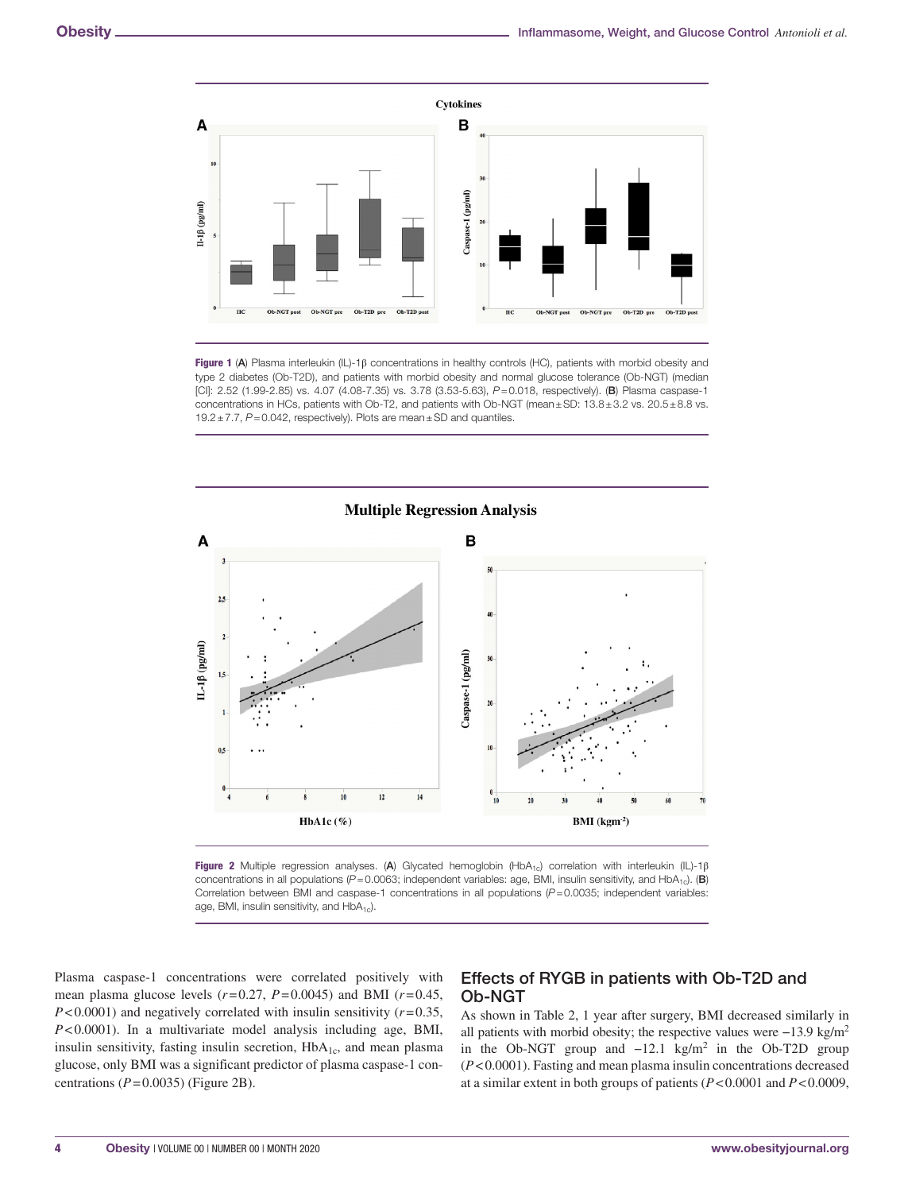Figure 1 (A) Plasma interleukin (IL)-1β concentrations in healthy controls (HC), patients with morbid obesity and type 2 diabetes (Ob-T2D), and patients with morbid obesity and normal glucose tolerance (Ob-NGT) (median [CI]: 2.52 (1.99-2.85) vs. 4.07 (4.08-7.35) vs. 3.78 (3.53-5.63), $P = 0.018$, respectively). (B) Plasma caspase-1 concentrations in HCs, patients with Ob-T2, and patients with Ob-NGT (mean ± SD: 13.8 ± 3.2 vs. 20.5 ± 8.8 vs. 19.2 ± 7.7, $P = 0.042$, respectively). Plots are mean ± SD and quantiles.

Figure 2 Multiple regression analyses. (A) Glycated hemoglobin ($HbA_{1c}$) correlation with interleukin (IL)-1β concentrations in all populations ($P = 0.0063$; independent variables: age, BMI, insulin sensitivity, and $HbA_{1c}$). (B) Correlation between BMI and caspase-1 concentrations in all populations ($P = 0.0035$; independent variables: age, BMI, insulin sensitivity, and $HbA_{1c}$).

Plasma caspase-1 concentrations were correlated positively with mean plasma glucose levels ($r = 0.27$, $P = 0.0045$) and BMI ($r = 0.45$, $P < 0.0001$) and negatively correlated with insulin sensitivity ($r = 0.35$, $P < 0.0001$). In a multivariate model analysis including age, BMI, insulin sensitivity, fasting insulin secretion, $HbA_{1c}$, and mean plasma glucose, only BMI was a significant predictor of plasma caspase-1 concentrations ($P = 0.0035$) (Figure 2B).

## Effects of RYGB in patients with Ob-T2D and Ob-NGT

As shown in Table 2, 1 year after surgery, BMI decreased similarly in all patients with morbid obesity; the respective values were $-13.9$ kg/m$^2$ in the Ob-NGT group and $-12.1$ kg/m$^2$ in the Ob-T2D group ($P < 0.0001$). Fasting and mean plasma insulin concentrations decreased at a similar extent in both groups of patients ($P < 0.0001$ and $P < 0.0009$,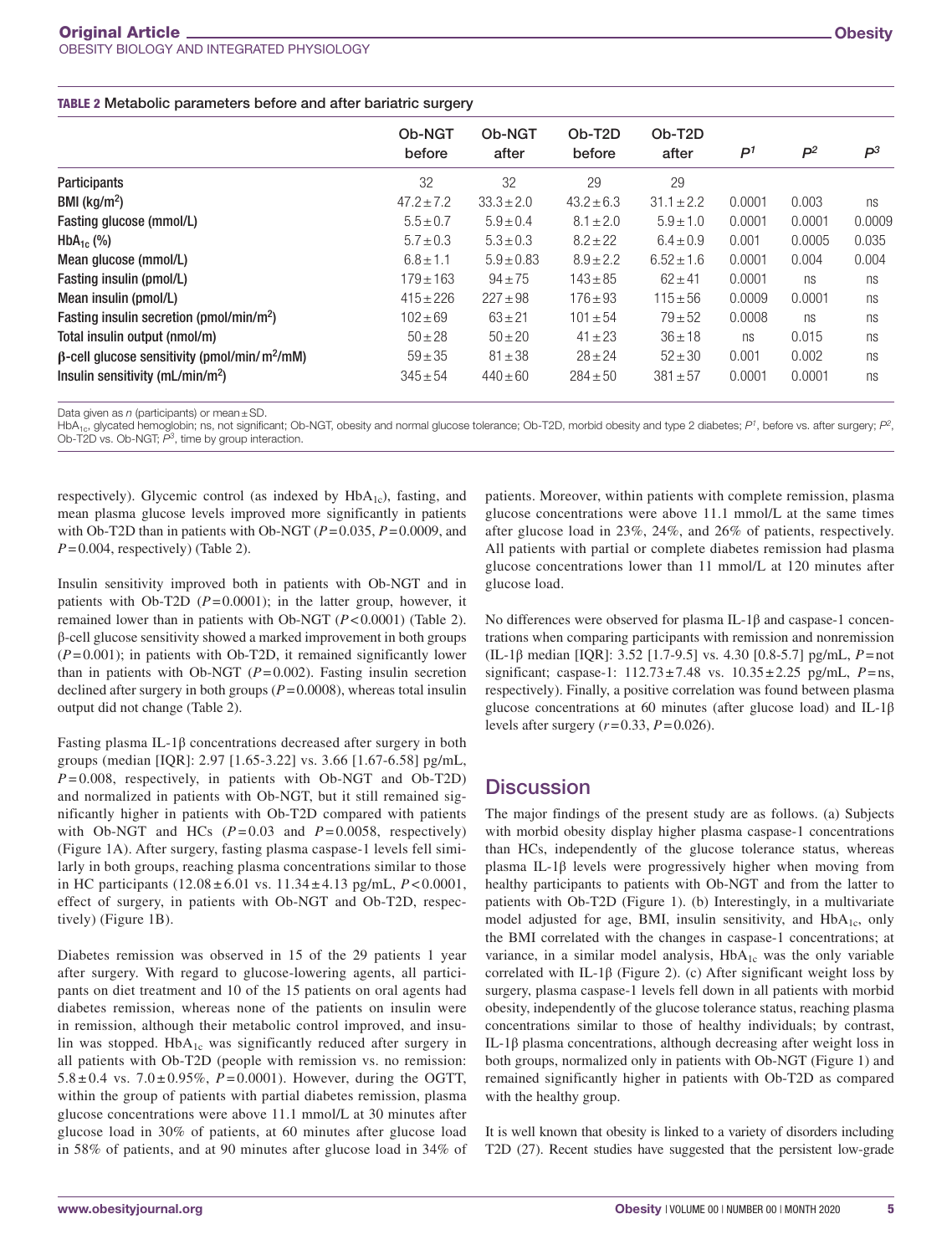**TABLE 2** Metabolic parameters before and after bariatric surgery

| | Ob-NGT before | Ob-NGT after | Ob-T2D before | Ob-T2D after | $P^1$ | $P^2$ | $P^3$ |
|---|---|---|---|---|---|---|---|
| Participants | 32 | 32 | 29 | 29 | | | |
| BMI (kg/m$^2$) | 47.2 ± 7.2 | 33.3 ± 2.0 | 43.2 ± 6.3 | 31.1 ± 2.2 | 0.0001 | 0.003 | ns |
| Fasting glucose (mmol/L) | 5.5 ± 0.7 | 5.9 ± 0.4 | 8.1 ± 2.0 | 5.9 ± 1.0 | 0.0001 | 0.0001 | 0.0009 |
| $HbA_{1c}$ (%) | 5.7 ± 0.3 | 5.3 ± 0.3 | 8.2 ± 22 | 6.4 ± 0.9 | 0.001 | 0.0005 | 0.035 |
| Mean glucose (mmol/L) | 6.8 ± 1.1 | 5.9 ± 0.83 | 8.9 ± 2.2 | 6.52 ± 1.6 | 0.0001 | 0.004 | 0.004 |
| Fasting insulin (pmol/L) | 179 ± 163 | 94 ± 75 | 143 ± 85 | 62 ± 41 | 0.0001 | ns | ns |
| Mean insulin (pmol/L) | 415 ± 226 | 227 ± 98 | 176 ± 93 | 115 ± 56 | 0.0009 | 0.0001 | ns |
| Fasting insulin secretion (pmol/min/m$^2$) | 102 ± 69 | 63 ± 21 | 101 ± 54 | 79 ± 52 | 0.0008 | ns | ns |
| Total insulin output (nmol/m) | 50 ± 28 | 50 ± 20 | 41 ± 23 | 36 ± 18 | ns | 0.015 | ns |
| β-cell glucose sensitivity (pmol/min/m$^2$/mM) | 59 ± 35 | 81 ± 38 | 28 ± 24 | 52 ± 30 | 0.001 | 0.002 | ns |
| Insulin sensitivity (mL/min/m$^2$) | 345 ± 54 | 440 ± 60 | 284 ± 50 | 381 ± 57 | 0.0001 | 0.0001 | ns |

Data given as *n* (participants) or mean ± SD.
$HbA_{1c}$, glycated hemoglobin; ns, not significant; Ob-NGT, obesity and normal glucose tolerance; Ob-T2D, morbid obesity and type 2 diabetes; $P^1$, before vs. after surgery; $P^2$, Ob-T2D vs. Ob-NGT; $P^3$, time by group interaction.

respectively). Glycemic control (as indexed by $HbA_{1c}$), fasting, and mean plasma glucose levels improved more significantly in patients with Ob-T2D than in patients with Ob-NGT ($P = 0.035$, $P = 0.0009$, and $P = 0.004$, respectively) (Table 2).

Insulin sensitivity improved both in patients with Ob-NGT and in patients with Ob-T2D ($P = 0.0001$); in the latter group, however, it remained lower than in patients with Ob-NGT ($P < 0.0001$) (Table 2). β-cell glucose sensitivity showed a marked improvement in both groups ($P = 0.001$); in patients with Ob-T2D, it remained significantly lower than in patients with Ob-NGT ($P = 0.002$). Fasting insulin secretion declined after surgery in both groups ($P = 0.0008$), whereas total insulin output did not change (Table 2).

Fasting plasma IL-1β concentrations decreased after surgery in both groups (median [IQR]: 2.97 [1.65-3.22] vs. 3.66 [1.67-6.58] pg/mL, $P = 0.008$, respectively, in patients with Ob-NGT and Ob-T2D) and normalized in patients with Ob-NGT, but it still remained significantly higher in patients with Ob-T2D compared with patients with Ob-NGT and HCs ($P = 0.03$ and $P = 0.0058$, respectively) (Figure 1A). After surgery, fasting plasma caspase-1 levels fell similarly in both groups, reaching plasma concentrations similar to those in HC participants (12.08 ± 6.01 vs. 11.34 ± 4.13 pg/mL, $P < 0.0001$, effect of surgery, in patients with Ob-NGT and Ob-T2D, respectively) (Figure 1B).

Diabetes remission was observed in 15 of the 29 patients 1 year after surgery. With regard to glucose-lowering agents, all participants on diet treatment and 10 of the 15 patients on oral agents had diabetes remission, whereas none of the patients on insulin were in remission, although their metabolic control improved, and insulin was stopped. $HbA_{1c}$ was significantly reduced after surgery in all patients with Ob-T2D (people with remission vs. no remission: 5.8 ± 0.4 vs. 7.0 ± 0.95%, $P = 0.0001$). However, during the OGTT, within the group of patients with partial diabetes remission, plasma glucose concentrations were above 11.1 mmol/L at 30 minutes after glucose load in 30% of patients, at 60 minutes after glucose load in 58% of patients, and at 90 minutes after glucose load in 34% of patients. Moreover, within patients with complete remission, plasma glucose concentrations were above 11.1 mmol/L at the same times after glucose load in 23%, 24%, and 26% of patients, respectively. All patients with partial or complete diabetes remission had plasma glucose concentrations lower than 11 mmol/L at 120 minutes after glucose load.

No differences were observed for plasma IL-1β and caspase-1 concentrations when comparing participants with remission and nonremission (IL-1β median [IQR]: 3.52 [1.7-9.5] vs. 4.30 [0.8-5.7] pg/mL, $P$ = not significant; caspase-1: 112.73 ± 7.48 vs. 10.35 ± 2.25 pg/mL, $P$ = ns, respectively). Finally, a positive correlation was found between plasma glucose concentrations at 60 minutes (after glucose load) and IL-1β levels after surgery ($r = 0.33$, $P = 0.026$).

## Discussion

The major findings of the present study are as follows. (a) Subjects with morbid obesity display higher plasma caspase-1 concentrations than HCs, independently of the glucose tolerance status, whereas plasma IL-1β levels were progressively higher when moving from healthy participants to patients with Ob-NGT and from the latter to patients with Ob-T2D (Figure 1). (b) Interestingly, in a multivariate model adjusted for age, BMI, insulin sensitivity, and $HbA_{1c}$, only the BMI correlated with the changes in caspase-1 concentrations; at variance, in a similar model analysis, $HbA_{1c}$ was the only variable correlated with IL-1β (Figure 2). (c) After significant weight loss by surgery, plasma caspase-1 levels fell down in all patients with morbid obesity, independently of the glucose tolerance status, reaching plasma concentrations similar to those of healthy individuals; by contrast, IL-1β plasma concentrations, although decreasing after weight loss in both groups, normalized only in patients with Ob-NGT (Figure 1) and remained significantly higher in patients with Ob-T2D as compared with the healthy group.

It is well known that obesity is linked to a variety of disorders including T2D (27). Recent studies have suggested that the persistent low-grade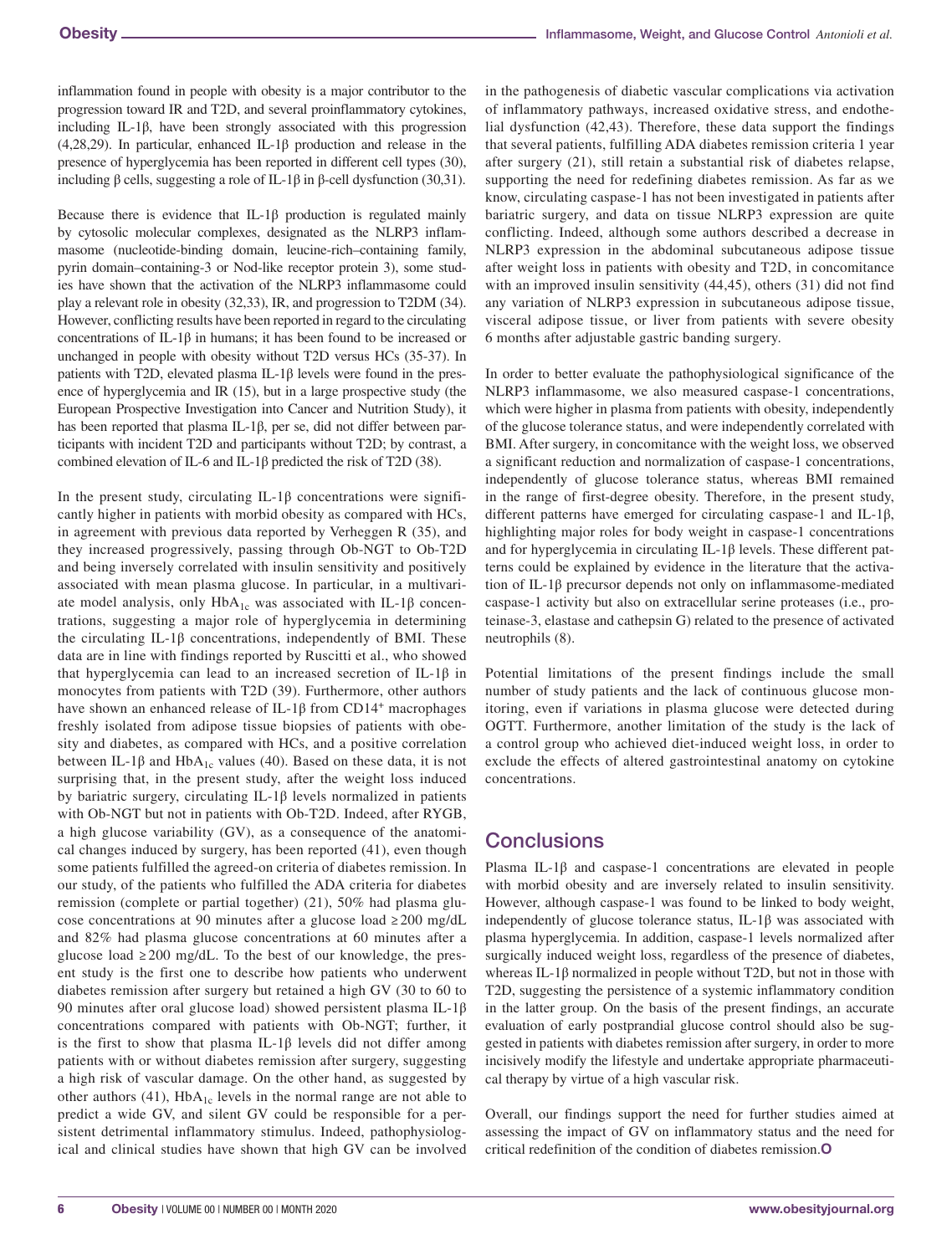inflammation found in people with obesity is a major contributor to the progression toward IR and T2D, and several proinflammatory cytokines, including IL-1β, have been strongly associated with this progression (4,28,29). In particular, enhanced IL-1β production and release in the presence of hyperglycemia has been reported in different cell types (30), including β cells, suggesting a role of IL-1β in β-cell dysfunction (30,31).

Because there is evidence that IL-1β production is regulated mainly by cytosolic molecular complexes, designated as the NLRP3 inflammasome (nucleotide-binding domain, leucine-rich–containing family, pyrin domain–containing-3 or Nod-like receptor protein 3), some studies have shown that the activation of the NLRP3 inflammasome could play a relevant role in obesity (32,33), IR, and progression to T2DM (34). However, conflicting results have been reported in regard to the circulating concentrations of IL-1β in humans; it has been found to be increased or unchanged in people with obesity without T2D versus HCs (35-37). In patients with T2D, elevated plasma IL-1β levels were found in the presence of hyperglycemia and IR (15), but in a large prospective study (the European Prospective Investigation into Cancer and Nutrition Study), it has been reported that plasma IL-1β, per se, did not differ between participants with incident T2D and participants without T2D; by contrast, a combined elevation of IL-6 and IL-1β predicted the risk of T2D (38).

In the present study, circulating IL-1β concentrations were significantly higher in patients with morbid obesity as compared with HCs, in agreement with previous data reported by Verheggen R (35), and they increased progressively, passing through Ob-NGT to Ob-T2D and being inversely correlated with insulin sensitivity and positively associated with mean plasma glucose. In particular, in a multivariate model analysis, only $HbA_{1c}$ was associated with IL-1β concentrations, suggesting a major role of hyperglycemia in determining the circulating IL-1β concentrations, independently of BMI. These data are in line with findings reported by Ruscitti et al., who showed that hyperglycemia can lead to an increased secretion of IL-1β in monocytes from patients with T2D (39). Furthermore, other authors have shown an enhanced release of IL-1β from $CD14^+$ macrophages freshly isolated from adipose tissue biopsies of patients with obesity and diabetes, as compared with HCs, and a positive correlation between IL-1β and $HbA_{1c}$ values (40). Based on these data, it is not surprising that, in the present study, after the weight loss induced by bariatric surgery, circulating IL-1β levels normalized in patients with Ob-NGT but not in patients with Ob-T2D. Indeed, after RYGB, a high glucose variability (GV), as a consequence of the anatomical changes induced by surgery, has been reported (41), even though some patients fulfilled the agreed-on criteria of diabetes remission. In our study, of the patients who fulfilled the ADA criteria for diabetes remission (complete or partial together) (21), 50% had plasma glucose concentrations at 90 minutes after a glucose load ≥ 200 mg/dL and 82% had plasma glucose concentrations at 60 minutes after a glucose load ≥ 200 mg/dL. To the best of our knowledge, the present study is the first one to describe how patients who underwent diabetes remission after surgery but retained a high GV (30 to 60 to 90 minutes after oral glucose load) showed persistent plasma IL-1β concentrations compared with patients with Ob-NGT; further, it is the first to show that plasma IL-1β levels did not differ among patients with or without diabetes remission after surgery, suggesting a high risk of vascular damage. On the other hand, as suggested by other authors (41), $HbA_{1c}$ levels in the normal range are not able to predict a wide GV, and silent GV could be responsible for a persistent detrimental inflammatory stimulus. Indeed, pathophysiological and clinical studies have shown that high GV can be involved in the pathogenesis of diabetic vascular complications via activation of inflammatory pathways, increased oxidative stress, and endothelial dysfunction (42,43). Therefore, these data support the findings that several patients, fulfilling ADA diabetes remission criteria 1 year after surgery (21), still retain a substantial risk of diabetes relapse, supporting the need for redefining diabetes remission. As far as we know, circulating caspase-1 has not been investigated in patients after bariatric surgery, and data on tissue NLRP3 expression are quite conflicting. Indeed, although some authors described a decrease in NLRP3 expression in the abdominal subcutaneous adipose tissue after weight loss in patients with obesity and T2D, in concomitance with an improved insulin sensitivity (44,45), others (31) did not find any variation of NLRP3 expression in subcutaneous adipose tissue, visceral adipose tissue, or liver from patients with severe obesity 6 months after adjustable gastric banding surgery.

In order to better evaluate the pathophysiological significance of the NLRP3 inflammasome, we also measured caspase-1 concentrations, which were higher in plasma from patients with obesity, independently of the glucose tolerance status, and were independently correlated with BMI. After surgery, in concomitance with the weight loss, we observed a significant reduction and normalization of caspase-1 concentrations, independently of glucose tolerance status, whereas BMI remained in the range of first-degree obesity. Therefore, in the present study, different patterns have emerged for circulating caspase-1 and IL-1β, highlighting major roles for body weight in caspase-1 concentrations and for hyperglycemia in circulating IL-1β levels. These different patterns could be explained by evidence in the literature that the activation of IL-1β precursor depends not only on inflammasome-mediated caspase-1 activity but also on extracellular serine proteases (i.e., proteinase-3, elastase and cathepsin G) related to the presence of activated neutrophils (8).

Potential limitations of the present findings include the small number of study patients and the lack of continuous glucose monitoring, even if variations in plasma glucose were detected during OGTT. Furthermore, another limitation of the study is the lack of a control group who achieved diet-induced weight loss, in order to exclude the effects of altered gastrointestinal anatomy on cytokine concentrations.

## Conclusions

Plasma IL-1β and caspase-1 concentrations are elevated in people with morbid obesity and are inversely related to insulin sensitivity. However, although caspase-1 was found to be linked to body weight, independently of glucose tolerance status, IL-1β was associated with plasma hyperglycemia. In addition, caspase-1 levels normalized after surgically induced weight loss, regardless of the presence of diabetes, whereas IL-1β normalized in people without T2D, but not in those with T2D, suggesting the persistence of a systemic inflammatory condition in the latter group. On the basis of the present findings, an accurate evaluation of early postprandial glucose control should also be suggested in patients with diabetes remission after surgery, in order to more incisively modify the lifestyle and undertake appropriate pharmaceutical therapy by virtue of a high vascular risk.

Overall, our findings support the need for further studies aimed at assessing the impact of GV on inflammatory status and the need for critical redefinition of the condition of diabetes remission.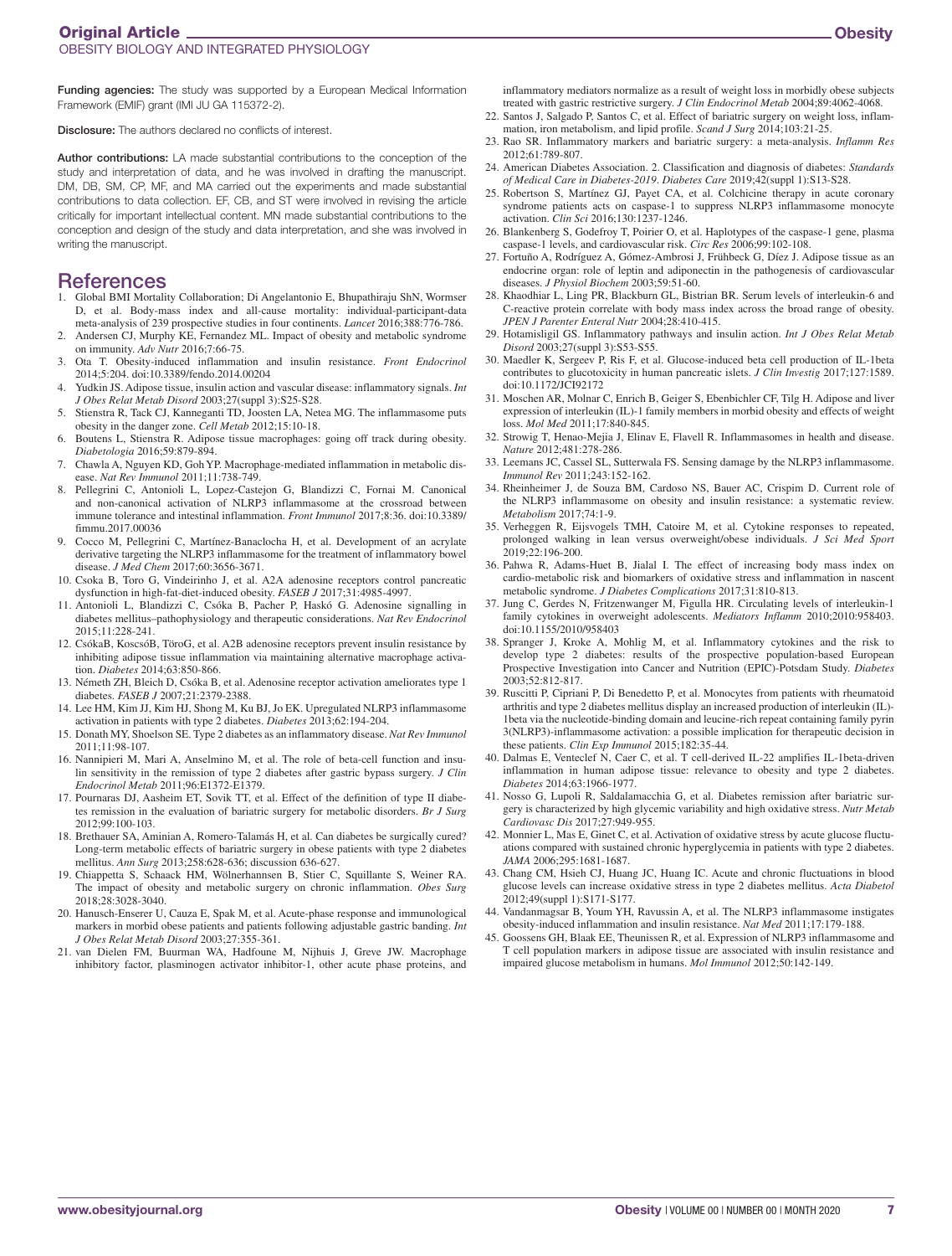**Funding agencies:** The study was supported by a European Medical Information Framework (EMIF) grant (IMI JU GA 115372-2).

**Disclosure:** The authors declared no conflicts of interest.

**Author contributions:** LA made substantial contributions to the conception of the study and interpretation of data, and he was involved in drafting the manuscript. DM, DB, SM, CP, MF, and MA carried out the experiments and made substantial contributions to data collection. EF, CB, and ST were involved in revising the article critically for important intellectual content. MN made substantial contributions to the conception and design of the study and data interpretation, and she was involved in writing the manuscript.

# References

1. Global BMI Mortality Collaboration; Di Angelantonio E, Bhupathiraju ShN, Wormser D, et al. Body-mass index and all-cause mortality: individual-participant-data meta-analysis of 239 prospective studies in four continents. *Lancet* 2016;388:776-786.
2. Andersen CJ, Murphy KE, Fernandez ML. Impact of obesity and metabolic syndrome on immunity. *Adv Nutr* 2016;7:66-75.
3. Ota T. Obesity-induced inflammation and insulin resistance. *Front Endocrinol* 2014;5:204. doi:10.3389/fendo.2014.00204
4. Yudkin JS. Adipose tissue, insulin action and vascular disease: inflammatory signals. *Int J Obes Relat Metab Disord* 2003;27(suppl 3):S25-S28.
5. Stienstra R, Tack CJ, Kanneganti TD, Joosten LA, Netea MG. The inflammasome puts obesity in the danger zone. *Cell Metab* 2012;15:10-18.
6. Boutens L, Stienstra R. Adipose tissue macrophages: going off track during obesity. *Diabetologia* 2016;59:879-894.
7. Chawla A, Nguyen KD, Goh YP. Macrophage-mediated inflammation in metabolic disease. *Nat Rev Immunol* 2011;11:738-749.
8. Pellegrini C, Antonioli L, Lopez-Castejon G, Blandizzi C, Fornai M. Canonical and non-canonical activation of NLRP3 inflammasome at the crossroad between immune tolerance and intestinal inflammation. *Front Immunol* 2017;8:36. doi:10.3389/fimmu.2017.00036
9. Cocco M, Pellegrini C, Martínez-Banaclocha H, et al. Development of an acrylate derivative targeting the NLRP3 inflammasome for the treatment of inflammatory bowel disease. *J Med Chem* 2017;60:3656-3671.
10. Csoka B, Toro G, Vindeirinho J, et al. A2A adenosine receptors control pancreatic dysfunction in high-fat-diet-induced obesity. *FASEB J* 2017;31:4985-4997.
11. Antonioli L, Blandizzi C, Csóka B, Pacher P, Haskó G. Adenosine signalling in diabetes mellitus–pathophysiology and therapeutic considerations. *Nat Rev Endocrinol* 2015;11:228-241.
12. CsókaB, KoscsóB, TöröG, et al. A2B adenosine receptors prevent insulin resistance by inhibiting adipose tissue inflammation via maintaining alternative macrophage activation. *Diabetes* 2014;63:850-866.
13. Németh ZH, Bleich D, Csóka B, et al. Adenosine receptor activation ameliorates type 1 diabetes. *FASEB J* 2007;21:2379-2388.
14. Lee HM, Kim JJ, Kim HJ, Shong M, Ku BJ, Jo EK. Upregulated NLRP3 inflammasome activation in patients with type 2 diabetes. *Diabetes* 2013;62:194-204.
15. Donath MY, Shoelson SE. Type 2 diabetes as an inflammatory disease. *Nat Rev Immunol* 2011;11:98-107.
16. Nannipieri M, Mari A, Anselmino M, et al. The role of beta-cell function and insulin sensitivity in the remission of type 2 diabetes after gastric bypass surgery. *J Clin Endocrinol Metab* 2011;96:E1372-E1379.
17. Pournaras DJ, Aasheim ET, Sovik TT, et al. Effect of the definition of type II diabetes remission in the evaluation of bariatric surgery for metabolic disorders. *Br J Surg* 2012;99:100-103.
18. Brethauer SA, Aminian A, Romero-Talamás H, et al. Can diabetes be surgically cured? Long-term metabolic effects of bariatric surgery in obese patients with type 2 diabetes mellitus. *Ann Surg* 2013;258:628-636; discussion 636-627.
19. Chiappetta S, Schaack HM, Wölnerhannsen B, Stier C, Squillante S, Weiner RA. The impact of obesity and metabolic surgery on chronic inflammation. *Obes Surg* 2018;28:3028-3040.
20. Hanusch-Enserer U, Cauza E, Spak M, et al. Acute-phase response and immunological markers in morbid obese patients and patients following adjustable gastric banding. *Int J Obes Relat Metab Disord* 2003;27:355-361.
21. van Dielen FM, Buurman WA, Hadfoune M, Nijhuis J, Greve JW. Macrophage inhibitory factor, plasminogen activator inhibitor-1, other acute phase proteins, and inflammatory mediators normalize as a result of weight loss in morbidly obese subjects treated with gastric restrictive surgery. *J Clin Endocrinol Metab* 2004;89:4062-4068.
22. Santos J, Salgado P, Santos C, et al. Effect of bariatric surgery on weight loss, inflammation, iron metabolism, and lipid profile. *Scand J Surg* 2014;103:21-25.
23. Rao SR. Inflammatory markers and bariatric surgery: a meta-analysis. *Inflamm Res* 2012;61:789-807.
24. American Diabetes Association. 2. Classification and diagnosis of diabetes: *Standards of Medical Care in Diabetes-2019*. *Diabetes Care* 2019;42(suppl 1):S13-S28.
25. Robertson S, Martínez GJ, Payet CA, et al. Colchicine therapy in acute coronary syndrome patients acts on caspase-1 to suppress NLRP3 inflammasome monocyte activation. *Clin Sci* 2016;130:1237-1246.
26. Blankenberg S, Godefroy T, Poirier O, et al. Haplotypes of the caspase-1 gene, plasma caspase-1 levels, and cardiovascular risk. *Circ Res* 2006;99:102-108.
27. Fortuño A, Rodríguez A, Gómez-Ambrosi J, Frühbeck G, Díez J. Adipose tissue as an endocrine organ: role of leptin and adiponectin in the pathogenesis of cardiovascular diseases. *J Physiol Biochem* 2003;59:51-60.
28. Khaodhiar L, Ling PR, Blackburn GL, Bistrian BR. Serum levels of interleukin-6 and C-reactive protein correlate with body mass index across the broad range of obesity. *JPEN J Parenter Enteral Nutr* 2004;28:410-415.
29. Hotamisligil GS. Inflammatory pathways and insulin action. *Int J Obes Relat Metab Disord* 2003;27(suppl 3):S53-S55.
30. Maedler K, Sergeev P, Ris F, et al. Glucose-induced beta cell production of IL-1beta contributes to glucotoxicity in human pancreatic islets. *J Clin Investig* 2017;127:1589. doi:10.1172/JCI92172
31. Moschen AR, Molnar C, Enrich B, Geiger S, Ebenbichler CF, Tilg H. Adipose and liver expression of interleukin (IL)-1 family members in morbid obesity and effects of weight loss. *Mol Med* 2011;17:840-845.
32. Strowig T, Henao-Mejia J, Elinav E, Flavell R. Inflammasomes in health and disease. *Nature* 2012;481:278-286.
33. Leemans JC, Cassel SL, Sutterwala FS. Sensing damage by the NLRP3 inflammasome. *Immunol Rev* 2011;243:152-162.
34. Rheinheimer J, de Souza BM, Cardoso NS, Bauer AC, Crispim D. Current role of the NLRP3 inflammasome on obesity and insulin resistance: a systematic review. *Metabolism* 2017;74:1-9.
35. Verheggen R, Eijsvogels TMH, Catoire M, et al. Cytokine responses to repeated, prolonged walking in lean versus overweight/obese individuals. *J Sci Med Sport* 2019;22:196-200.
36. Pahwa R, Adams-Huet B, Jialal I. The effect of increasing body mass index on cardio-metabolic risk and biomarkers of oxidative stress and inflammation in nascent metabolic syndrome. *J Diabetes Complications* 2017;31:810-813.
37. Jung C, Gerdes N, Fritzenwanger M, Figulla HR. Circulating levels of interleukin-1 family cytokines in overweight adolescents. *Mediators Inflamm* 2010;2010:958403. doi:10.1155/2010/958403
38. Spranger J, Kroke A, Mohlig M, et al. Inflammatory cytokines and the risk to develop type 2 diabetes: results of the prospective population-based European Prospective Investigation into Cancer and Nutrition (EPIC)-Potsdam Study. *Diabetes* 2003;52:812-817.
39. Ruscitti P, Cipriani P, Di Benedetto P, et al. Monocytes from patients with rheumatoid arthritis and type 2 diabetes mellitus display an increased production of interleukin (IL)-1beta via the nucleotide-binding domain and leucine-rich repeat containing family pyrin 3(NLRP3)-inflammasome activation: a possible implication for therapeutic decision in these patients. *Clin Exp Immunol* 2015;182:35-44.
40. Dalmas E, Venteclef N, Caer C, et al. T cell-derived IL-22 amplifies IL-1beta-driven inflammation in human adipose tissue: relevance to obesity and type 2 diabetes. *Diabetes* 2014;63:1966-1977.
41. Nosso G, Lupoli R, Saldalamacchia G, et al. Diabetes remission after bariatric surgery is characterized by high glycemic variability and high oxidative stress. *Nutr Metab Cardiovasc Dis* 2017;27:949-955.
42. Monnier L, Mas E, Ginet C, et al. Activation of oxidative stress by acute glucose fluctuations compared with sustained chronic hyperglycemia in patients with type 2 diabetes. *JAMA* 2006;295:1681-1687.
43. Chang CM, Hsieh CJ, Huang JC, Huang IC. Acute and chronic fluctuations in blood glucose levels can increase oxidative stress in type 2 diabetes mellitus. *Acta Diabetol* 2012;49(suppl 1):S171-S177.
44. Vandanmagsar B, Youm YH, Ravussin A, et al. The NLRP3 inflammasome instigates obesity-induced inflammation and insulin resistance. *Nat Med* 2011;17:179-188.
45. Goossens GH, Blaak EE, Theunissen R, et al. Expression of NLRP3 inflammasome and T cell population markers in adipose tissue are associated with insulin resistance and impaired glucose metabolism in humans. *Mol Immunol* 2012;50:142-149.